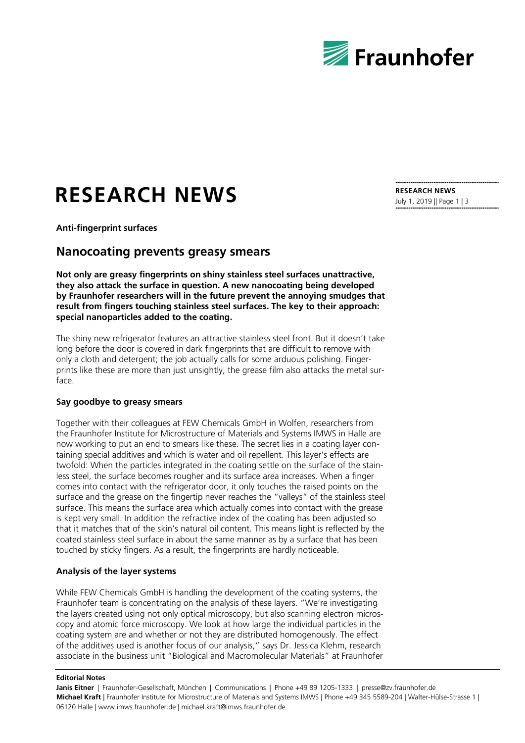# RESEARCH NEWS

**Anti-fingerprint surfaces**

## Nanocoating prevents greasy smears

**Not only are greasy fingerprints on shiny stainless steel surfaces unattractive, they also attack the surface in question. A new nanocoating being developed by Fraunhofer researchers will in the future prevent the annoying smudges that result from fingers touching stainless steel surfaces. The key to their approach: special nanoparticles added to the coating.**

The shiny new refrigerator features an attractive stainless steel front. But it doesn't take long before the door is covered in dark fingerprints that are difficult to remove with only a cloth and detergent; the job actually calls for some arduous polishing. Fingerprints like these are more than just unsightly, the grease film also attacks the metal surface.

### Say goodbye to greasy smears

Together with their colleagues at FEW Chemicals GmbH in Wolfen, researchers from the Fraunhofer Institute for Microstructure of Materials and Systems IMWS in Halle are now working to put an end to smears like these. The secret lies in a coating layer containing special additives and which is water and oil repellent. This layer's effects are twofold: When the particles integrated in the coating settle on the surface of the stainless steel, the surface becomes rougher and its surface area increases. When a finger comes into contact with the refrigerator door, it only touches the raised points on the surface and the grease on the fingertip never reaches the "valleys" of the stainless steel surface. This means the surface area which actually comes into contact with the grease is kept very small. In addition the refractive index of the coating has been adjusted so that it matches that of the skin's natural oil content. This means light is reflected by the coated stainless steel surface in about the same manner as by a surface that has been touched by sticky fingers. As a result, the fingerprints are hardly noticeable.

### Analysis of the layer systems

While FEW Chemicals GmbH is handling the development of the coating systems, the Fraunhofer team is concentrating on the analysis of these layers. "We're investigating the layers created using not only optical microscopy, but also scanning electron microscopy and atomic force microscopy. We look at how large the individual particles in the coating system are and whether or not they are distributed homogenously. The effect of the additives used is another focus of our analysis," says Dr. Jessica Klehm, research associate in the business unit "Biological and Macromolecular Materials" at Fraunhofer

**Editorial Notes**

**Janis Eitner** | Fraunhofer-Gesellschaft, München | Communications | Phone +49 89 1205-1333 | presse@zv.fraunhofer.de
**Michael Kraft** | Fraunhofer Institute for Microstructure of Materials and Systems IMWS | Phone +49 345 5589-204 | Walter-Hülse-Strasse 1 | 06120 Halle | www.imws.fraunhofer.de | michael.kraft@imws.fraunhofer.de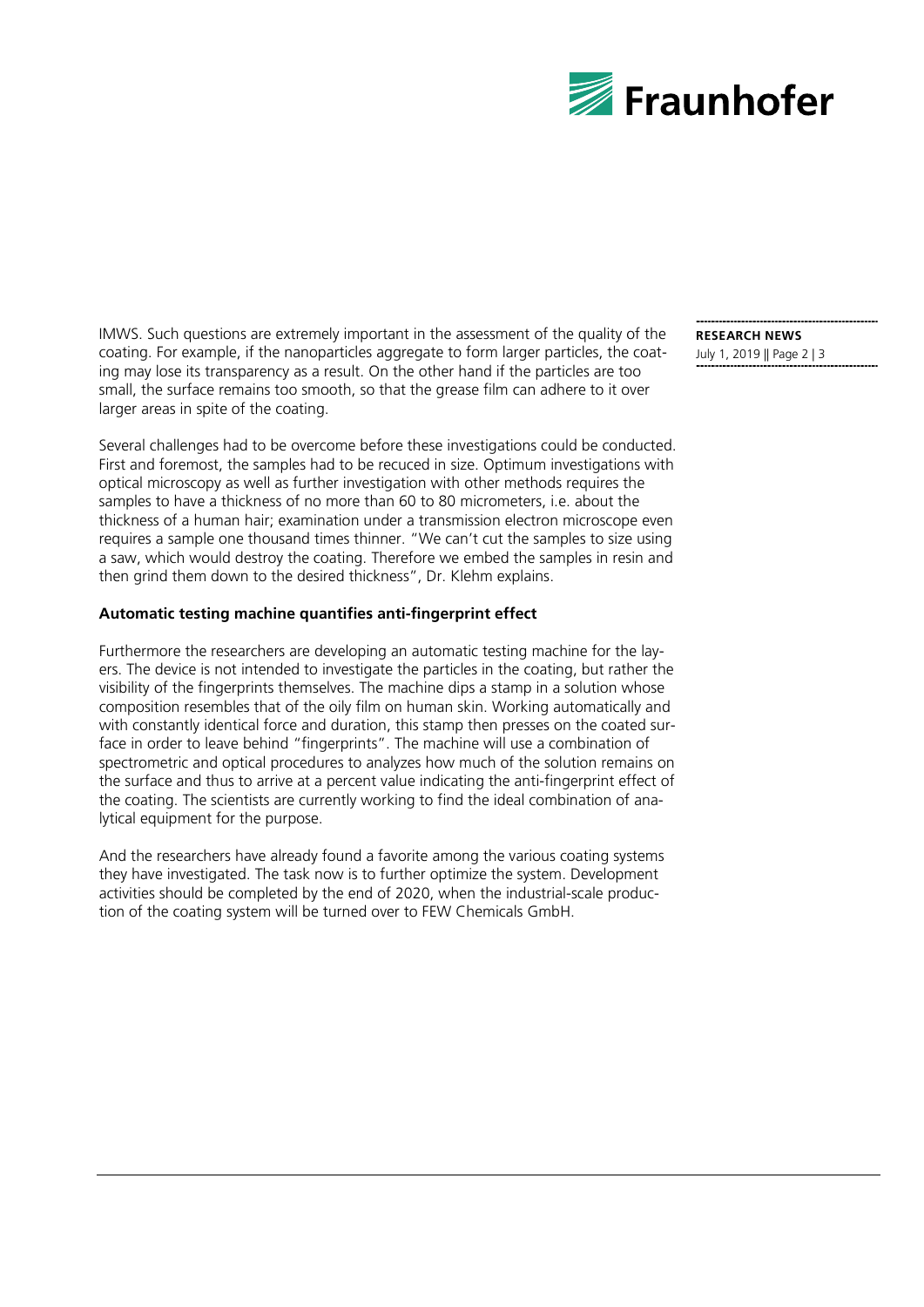IMWS. Such questions are extremely important in the assessment of the quality of the coating. For example, if the nanoparticles aggregate to form larger particles, the coating may lose its transparency as a result. On the other hand if the particles are too small, the surface remains too smooth, so that the grease film can adhere to it over larger areas in spite of the coating.

Several challenges had to be overcome before these investigations could be conducted. First and foremost, the samples had to be recuced in size. Optimum investigations with optical microscopy as well as further investigation with other methods requires the samples to have a thickness of no more than 60 to 80 micrometers, i.e. about the thickness of a human hair; examination under a transmission electron microscope even requires a sample one thousand times thinner. "We can't cut the samples to size using a saw, which would destroy the coating. Therefore we embed the samples in resin and then grind them down to the desired thickness", Dr. Klehm explains.

**Automatic testing machine quantifies anti-fingerprint effect**

Furthermore the researchers are developing an automatic testing machine for the layers. The device is not intended to investigate the particles in the coating, but rather the visibility of the fingerprints themselves. The machine dips a stamp in a solution whose composition resembles that of the oily film on human skin. Working automatically and with constantly identical force and duration, this stamp then presses on the coated surface in order to leave behind "fingerprints". The machine will use a combination of spectrometric and optical procedures to analyzes how much of the solution remains on the surface and thus to arrive at a percent value indicating the anti-fingerprint effect of the coating. The scientists are currently working to find the ideal combination of analytical equipment for the purpose.

And the researchers have already found a favorite among the various coating systems they have investigated. The task now is to further optimize the system. Development activities should be completed by the end of 2020, when the industrial-scale production of the coating system will be turned over to FEW Chemicals GmbH.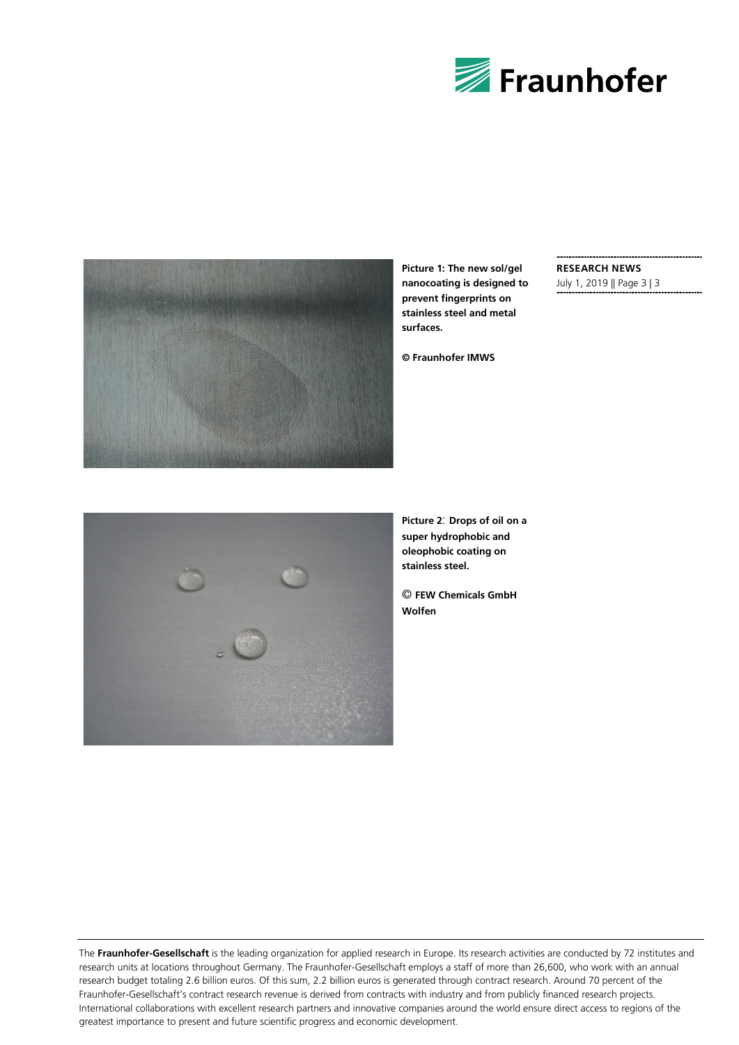**Picture 1: The new sol/gel nanocoating is designed to prevent fingerprints on stainless steel and metal surfaces.**

**© Fraunhofer IMWS**

**RESEARCH NEWS**

July 1, 2019 || Page 3 | 3

**Picture 2: Drops of oil on a super hydrophobic and oleophobic coating on stainless steel.**

**© FEW Chemicals GmbH Wolfen**

The **Fraunhofer-Gesellschaft** is the leading organization for applied research in Europe. Its research activities are conducted by 72 institutes and research units at locations throughout Germany. The Fraunhofer-Gesellschaft employs a staff of more than 26,600, who work with an annual research budget totaling 2.6 billion euros. Of this sum, 2.2 billion euros is generated through contract research. Around 70 percent of the Fraunhofer-Gesellschaft's contract research revenue is derived from contracts with industry and from publicly financed research projects. International collaborations with excellent research partners and innovative companies around the world ensure direct access to regions of the greatest importance to present and future scientific progress and economic development.